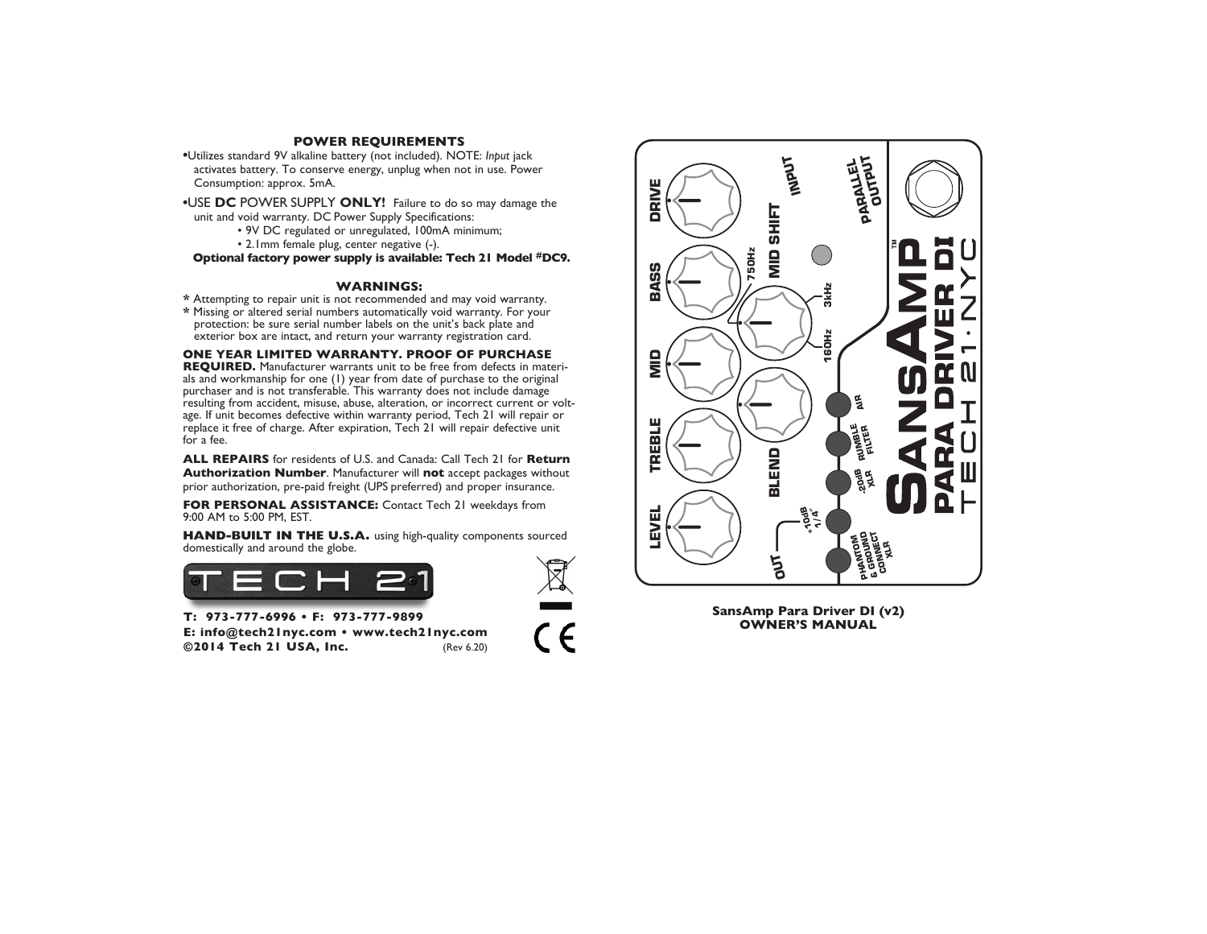## POWER REQUIREMENTS

- Utilizes standard 9V alkaline battery (not included). NOTE: *Input* jack activates battery. To conserve energy, unplug when not in use. Power Consumption: approx. 5mA.
- USE **DC** POWER SUPPLY **ONLY!** Failure to do so may damage the unit and void warranty. DC Power Supply Specifications:
  - 9V DC regulated or unregulated, 100mA minimum;
  - 2.1mm female plug, center negative (-).

**Optional factory power supply is available: Tech 21 Model #DC9.**

## WARNINGS:

* Attempting to repair unit is not recommended and may void warranty.
* Missing or altered serial numbers automatically void warranty. For your protection: be sure serial number labels on the unit's back plate and exterior box are intact, and return your warranty registration card.

**ONE YEAR LIMITED WARRANTY. PROOF OF PURCHASE REQUIRED.** Manufacturer warrants unit to be free from defects in materials and workmanship for one (1) year from date of purchase to the original purchaser and is not transferable. This warranty does not include damage resulting from accident, misuse, abuse, alteration, or incorrect current or voltage. If unit becomes defective within warranty period, Tech 21 will repair or replace it free of charge. After expiration, Tech 21 will repair defective unit for a fee.

**ALL REPAIRS** for residents of U.S. and Canada: Call Tech 21 for **Return Authorization Number**. Manufacturer will **not** accept packages without prior authorization, pre-paid freight (UPS preferred) and proper insurance.

**FOR PERSONAL ASSISTANCE:** Contact Tech 21 weekdays from 9:00 AM to 5:00 PM, EST.

**HAND-BUILT IN THE U.S.A.** using high-quality components sourced domestically and around the globe.

TECH 21

**T: 973-777-6996 • F: 973-777-9899**
**E: info@tech21nyc.com • www.tech21nyc.com**
**©2014 Tech 21 USA, Inc.** (Rev 6.20)

SansAmp™ PARA DRIVER DI — TECH 21·NYC

LEVEL · TREBLE · MID · BASS · DRIVE · BLEND · MID SHIFT (160Hz · 750Hz · 3kHz) · INPUT · PARALLEL OUTPUT · OUT · +10dB 1/4" · -20dB XLR · RUMBLE FILTER · AIR · PHANTOM & GROUND CONNECT XLR

**SansAmp Para Driver DI (v2)**
**OWNER'S MANUAL**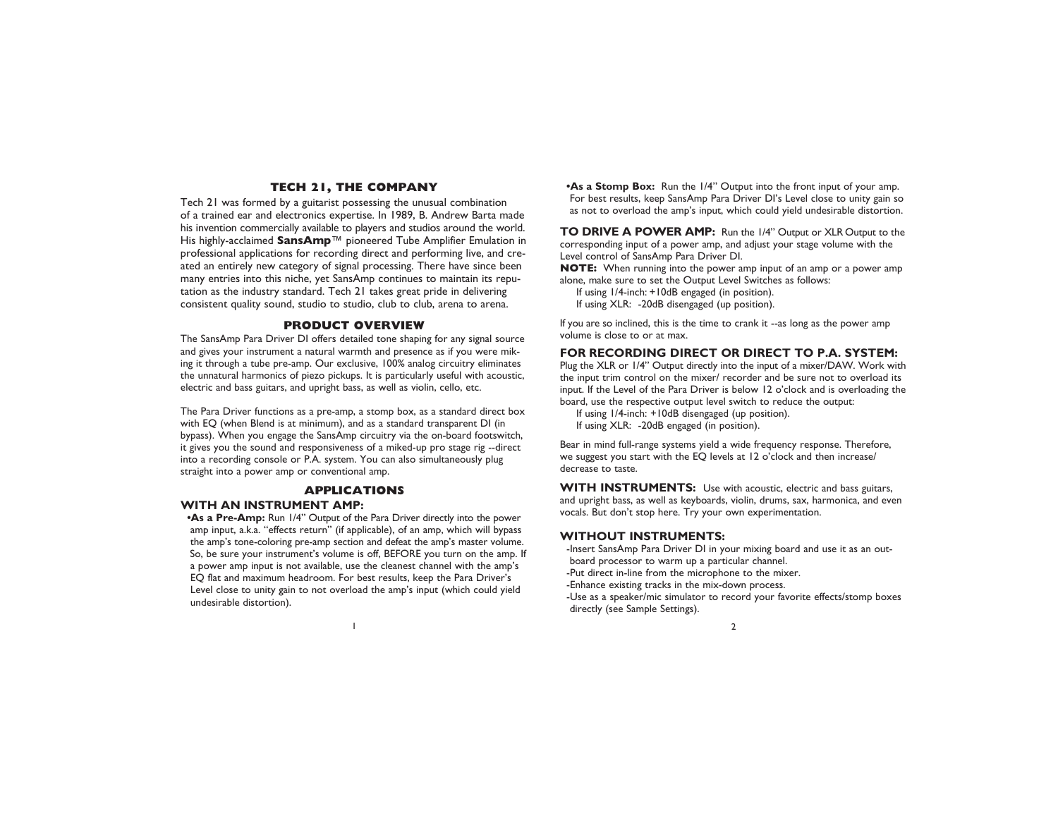## TECH 21, THE COMPANY

Tech 21 was formed by a guitarist possessing the unusual combination of a trained ear and electronics expertise. In 1989, B. Andrew Barta made his invention commercially available to players and studios around the world. His highly-acclaimed **SansAmp**™ pioneered Tube Amplifier Emulation in professional applications for recording direct and performing live, and created an entirely new category of signal processing. There have since been many entries into this niche, yet SansAmp continues to maintain its reputation as the industry standard. Tech 21 takes great pride in delivering consistent quality sound, studio to studio, club to club, arena to arena.

## PRODUCT OVERVIEW

The SansAmp Para Driver DI offers detailed tone shaping for any signal source and gives your instrument a natural warmth and presence as if you were miking it through a tube pre-amp. Our exclusive, 100% analog circuitry eliminates the unnatural harmonics of piezo pickups. It is particularly useful with acoustic, electric and bass guitars, and upright bass, as well as violin, cello, etc.

The Para Driver functions as a pre-amp, a stomp box, as a standard direct box with EQ (when Blend is at minimum), and as a standard transparent DI (in bypass). When you engage the SansAmp circuitry via the on-board footswitch, it gives you the sound and responsiveness of a miked-up pro stage rig --direct into a recording console or P.A. system. You can also simultaneously plug straight into a power amp or conventional amp.

## APPLICATIONS

### WITH AN INSTRUMENT AMP:

- **As a Pre-Amp:** Run 1/4" Output of the Para Driver directly into the power amp input, a.k.a. "effects return" (if applicable), of an amp, which will bypass the amp's tone-coloring pre-amp section and defeat the amp's master volume. So, be sure your instrument's volume is off, BEFORE you turn on the amp. If a power amp input is not available, use the cleanest channel with the amp's EQ flat and maximum headroom. For best results, keep the Para Driver's Level close to unity gain to not overload the amp's input (which could yield undesirable distortion).
- **As a Stomp Box:** Run the 1/4" Output into the front input of your amp. For best results, keep SansAmp Para Driver DI's Level close to unity gain so as not to overload the amp's input, which could yield undesirable distortion.

**TO DRIVE A POWER AMP:** Run the 1/4" Output or XLR Output to the corresponding input of a power amp, and adjust your stage volume with the Level control of SansAmp Para Driver DI.

**NOTE:** When running into the power amp input of an amp or a power amp alone, make sure to set the Output Level Switches as follows:

If using 1/4-inch: +10dB engaged (in position).
If using XLR: -20dB disengaged (up position).

If you are so inclined, this is the time to crank it --as long as the power amp volume is close to or at max.

### FOR RECORDING DIRECT OR DIRECT TO P.A. SYSTEM:

Plug the XLR or 1/4" Output directly into the input of a mixer/DAW. Work with the input trim control on the mixer/ recorder and be sure not to overload its input. If the Level of the Para Driver is below 12 o'clock and is overloading the board, use the respective output level switch to reduce the output:

If using 1/4-inch: +10dB disengaged (up position).
If using XLR: -20dB engaged (in position).

Bear in mind full-range systems yield a wide frequency response. Therefore, we suggest you start with the EQ levels at 12 o'clock and then increase/ decrease to taste.

**WITH INSTRUMENTS:** Use with acoustic, electric and bass guitars, and upright bass, as well as keyboards, violin, drums, sax, harmonica, and even vocals. But don't stop here. Try your own experimentation.

### WITHOUT INSTRUMENTS:

- Insert SansAmp Para Driver DI in your mixing board and use it as an out-board processor to warm up a particular channel.
- Put direct in-line from the microphone to the mixer.
- Enhance existing tracks in the mix-down process.
- Use as a speaker/mic simulator to record your favorite effects/stomp boxes directly (see Sample Settings).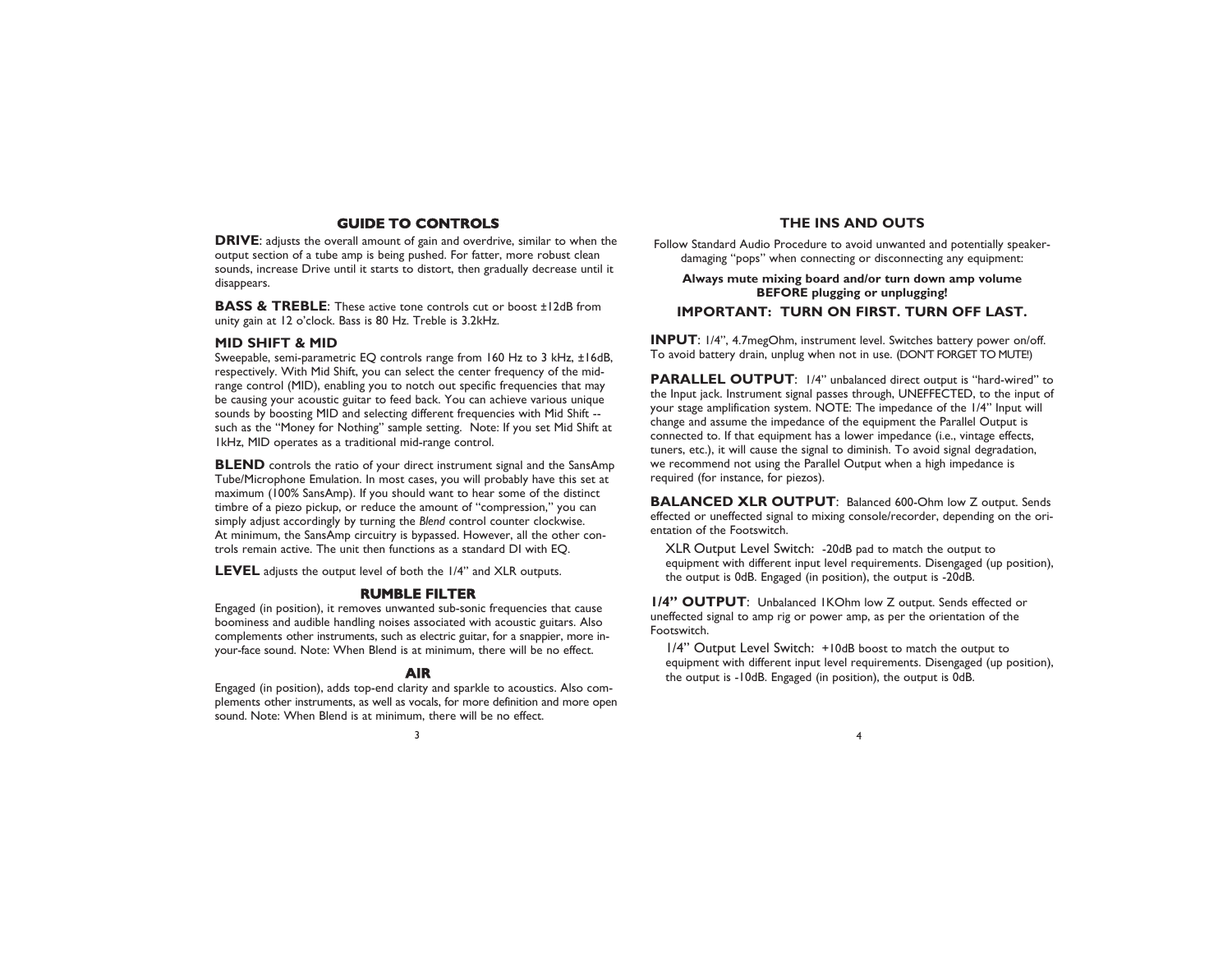## GUIDE TO CONTROLS

**DRIVE**: adjusts the overall amount of gain and overdrive, similar to when the output section of a tube amp is being pushed. For fatter, more robust clean sounds, increase Drive until it starts to distort, then gradually decrease until it disappears.

**BASS & TREBLE**: These active tone controls cut or boost ±12dB from unity gain at 12 o'clock. Bass is 80 Hz. Treble is 3.2kHz.

### MID SHIFT & MID

Sweepable, semi-parametric EQ controls range from 160 Hz to 3 kHz, ±16dB, respectively. With Mid Shift, you can select the center frequency of the mid-range control (MID), enabling you to notch out specific frequencies that may be causing your acoustic guitar to feed back. You can achieve various unique sounds by boosting MID and selecting different frequencies with Mid Shift -- such as the "Money for Nothing" sample setting. Note: If you set Mid Shift at 1kHz, MID operates as a traditional mid-range control.

**BLEND** controls the ratio of your direct instrument signal and the SansAmp Tube/Microphone Emulation. In most cases, you will probably have this set at maximum (100% SansAmp). If you should want to hear some of the distinct timbre of a piezo pickup, or reduce the amount of "compression," you can simply adjust accordingly by turning the *Blend* control counter clockwise. At minimum, the SansAmp circuitry is bypassed. However, all the other controls remain active. The unit then functions as a standard DI with EQ.

**LEVEL** adjusts the output level of both the 1/4" and XLR outputs.

### RUMBLE FILTER

Engaged (in position), it removes unwanted sub-sonic frequencies that cause boominess and audible handling noises associated with acoustic guitars. Also complements other instruments, such as electric guitar, for a snappier, more in-your-face sound. Note: When Blend is at minimum, there will be no effect.

### AIR

Engaged (in position), adds top-end clarity and sparkle to acoustics. Also complements other instruments, as well as vocals, for more definition and more open sound. Note: When Blend is at minimum, there will be no effect.

## THE INS AND OUTS

Follow Standard Audio Procedure to avoid unwanted and potentially speaker-damaging "pops" when connecting or disconnecting any equipment:

**Always mute mixing board and/or turn down amp volume BEFORE plugging or unplugging!**

**IMPORTANT: TURN ON FIRST. TURN OFF LAST.**

**INPUT**: 1/4", 4.7megOhm, instrument level. Switches battery power on/off. To avoid battery drain, unplug when not in use. (DON'T FORGET TO MUTE!)

**PARALLEL OUTPUT**: 1/4" unbalanced direct output is "hard-wired" to the Input jack. Instrument signal passes through, UNEFFECTED, to the input of your stage amplification system. NOTE: The impedance of the 1/4" Input will change and assume the impedance of the equipment the Parallel Output is connected to. If that equipment has a lower impedance (i.e., vintage effects, tuners, etc.), it will cause the signal to diminish. To avoid signal degradation, we recommend not using the Parallel Output when a high impedance is required (for instance, for piezos).

**BALANCED XLR OUTPUT**: Balanced 600-Ohm low Z output. Sends effected or uneffected signal to mixing console/recorder, depending on the orientation of the Footswitch.

XLR Output Level Switch: -20dB pad to match the output to equipment with different input level requirements. Disengaged (up position), the output is 0dB. Engaged (in position), the output is -20dB.

**1/4" OUTPUT**: Unbalanced 1KOhm low Z output. Sends effected or uneffected signal to amp rig or power amp, as per the orientation of the Footswitch.

1/4" Output Level Switch: +10dB boost to match the output to equipment with different input level requirements. Disengaged (up position), the output is -10dB. Engaged (in position), the output is 0dB.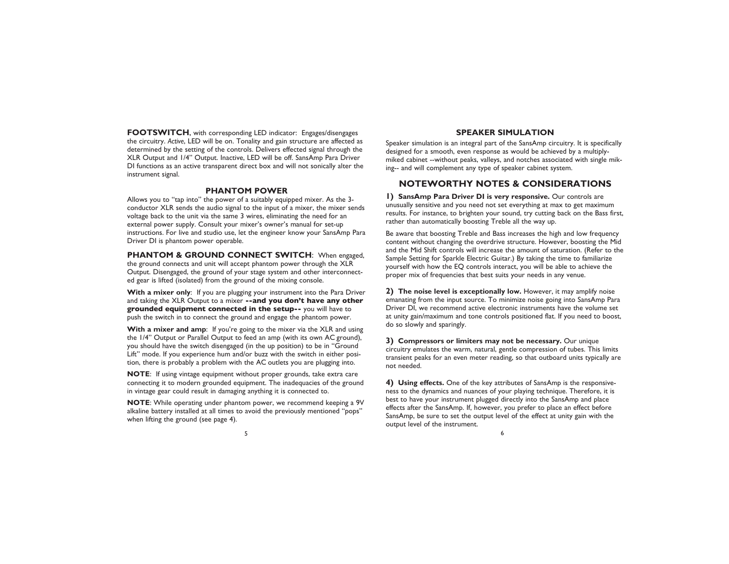**FOOTSWITCH**, with corresponding LED indicator: Engages/disengages the circuitry. *Active*, LED will be on. Tonality and gain structure are affected as determined by the setting of the controls. Delivers effected signal through the XLR Output and 1/4" Output. Inactive, LED will be off. SansAmp Para Driver DI functions as an active transparent direct box and will not sonically alter the instrument signal.

## PHANTOM POWER

Allows you to "tap into" the power of a suitably equipped mixer. As the 3-conductor XLR sends the audio signal to the input of a mixer, the mixer sends voltage back to the unit via the same 3 wires, eliminating the need for an external power supply. Consult your mixer's owner's manual for set-up instructions. For live and studio use, let the engineer know your SansAmp Para Driver DI is phantom power operable.

**PHANTOM & GROUND CONNECT SWITCH**: When engaged, the ground connects and unit will accept phantom power through the XLR Output. Disengaged, the ground of your stage system and other interconnected gear is lifted (isolated) from the ground of the mixing console.

**With a mixer only**: If you are plugging your instrument into the Para Driver and taking the XLR Output to a mixer **--and you don't have any other grounded equipment connected in the setup--** you will have to push the switch in to connect the ground and engage the phantom power.

**With a mixer and amp**: If you're going to the mixer via the XLR and using the 1/4" Output or Parallel Output to feed an amp (with its own AC ground), you should have the switch disengaged (in the up position) to be in "Ground Lift" mode. If you experience hum and/or buzz with the switch in either position, there is probably a problem with the AC outlets you are plugging into.

**NOTE**: If using vintage equipment without proper grounds, take extra care connecting it to modern grounded equipment. The inadequacies of the ground in vintage gear could result in damaging anything it is connected to.

**NOTE**: While operating under phantom power, we recommend keeping a 9V alkaline battery installed at all times to avoid the previously mentioned "pops" when lifting the ground (see page 4).

## SPEAKER SIMULATION

Speaker simulation is an integral part of the SansAmp circuitry. It is specifically designed for a smooth, even response as would be achieved by a multiply-miked cabinet --without peaks, valleys, and notches associated with single miking-- and will complement any type of speaker cabinet system.

## NOTEWORTHY NOTES & CONSIDERATIONS

**1) SansAmp Para Driver DI is very responsive.** Our controls are unusually sensitive and you need not set everything at max to get maximum results. For instance, to brighten your sound, try cutting back on the Bass first, rather than automatically boosting Treble all the way up.

Be aware that boosting Treble and Bass increases the high and low frequency content without changing the overdrive structure. However, boosting the Mid and the Mid Shift controls will increase the amount of saturation. (Refer to the Sample Setting for Sparkle Electric Guitar.) By taking the time to familiarize yourself with how the EQ controls interact, you will be able to achieve the proper mix of frequencies that best suits your needs in any venue.

**2) The noise level is exceptionally low.** However, it may amplify noise emanating from the input source. To minimize noise going into SansAmp Para Driver DI, we recommend active electronic instruments have the volume set at unity gain/maximum and tone controls positioned flat. If you need to boost, do so slowly and sparingly.

**3) Compressors or limiters may not be necessary.** Our unique circuitry emulates the warm, natural, gentle compression of tubes. This limits transient peaks for an even meter reading, so that outboard units typically are not needed.

**4) Using effects.** One of the key attributes of SansAmp is the responsiveness to the dynamics and nuances of your playing technique. Therefore, it is best to have your instrument plugged directly into the SansAmp and place effects after the SansAmp. If, however, you prefer to place an effect before SansAmp, be sure to set the output level of the effect at unity gain with the output level of the instrument.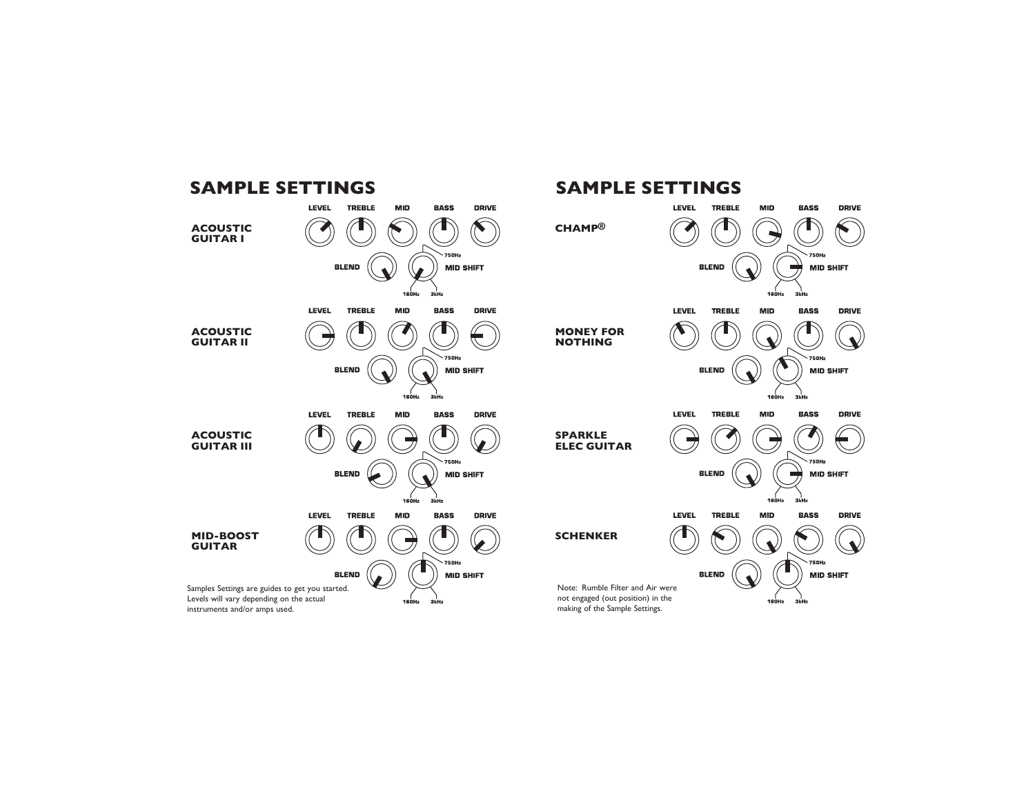## SAMPLE SETTINGS

**ACOUSTIC GUITAR I**

LEVEL TREBLE MID BASS DRIVE

BLEND MID SHIFT 750Hz 160Hz 3kHz

**ACOUSTIC GUITAR II**

LEVEL TREBLE MID BASS DRIVE

BLEND MID SHIFT 750Hz 160Hz 3kHz

**ACOUSTIC GUITAR III**

LEVEL TREBLE MID BASS DRIVE

BLEND MID SHIFT 750Hz 160Hz 3kHz

**MID-BOOST GUITAR**

LEVEL TREBLE MID BASS DRIVE

BLEND MID SHIFT 750Hz 160Hz 3kHz

Samples Settings are guides to get you started. Levels will vary depending on the actual instruments and/or amps used.

## SAMPLE SETTINGS

**CHAMP®**

LEVEL TREBLE MID BASS DRIVE

BLEND MID SHIFT 750Hz 160Hz 3kHz

**MONEY FOR NOTHING**

LEVEL TREBLE MID BASS DRIVE

BLEND MID SHIFT 750Hz 160Hz 3kHz

**SPARKLE ELEC GUITAR**

LEVEL TREBLE MID BASS DRIVE

BLEND MID SHIFT 750Hz 160Hz 3kHz

**SCHENKER**

LEVEL TREBLE MID BASS DRIVE

BLEND MID SHIFT 750Hz 160Hz 3kHz

Note: Rumble Filter and Air were not engaged (out position) in the making of the Sample Settings.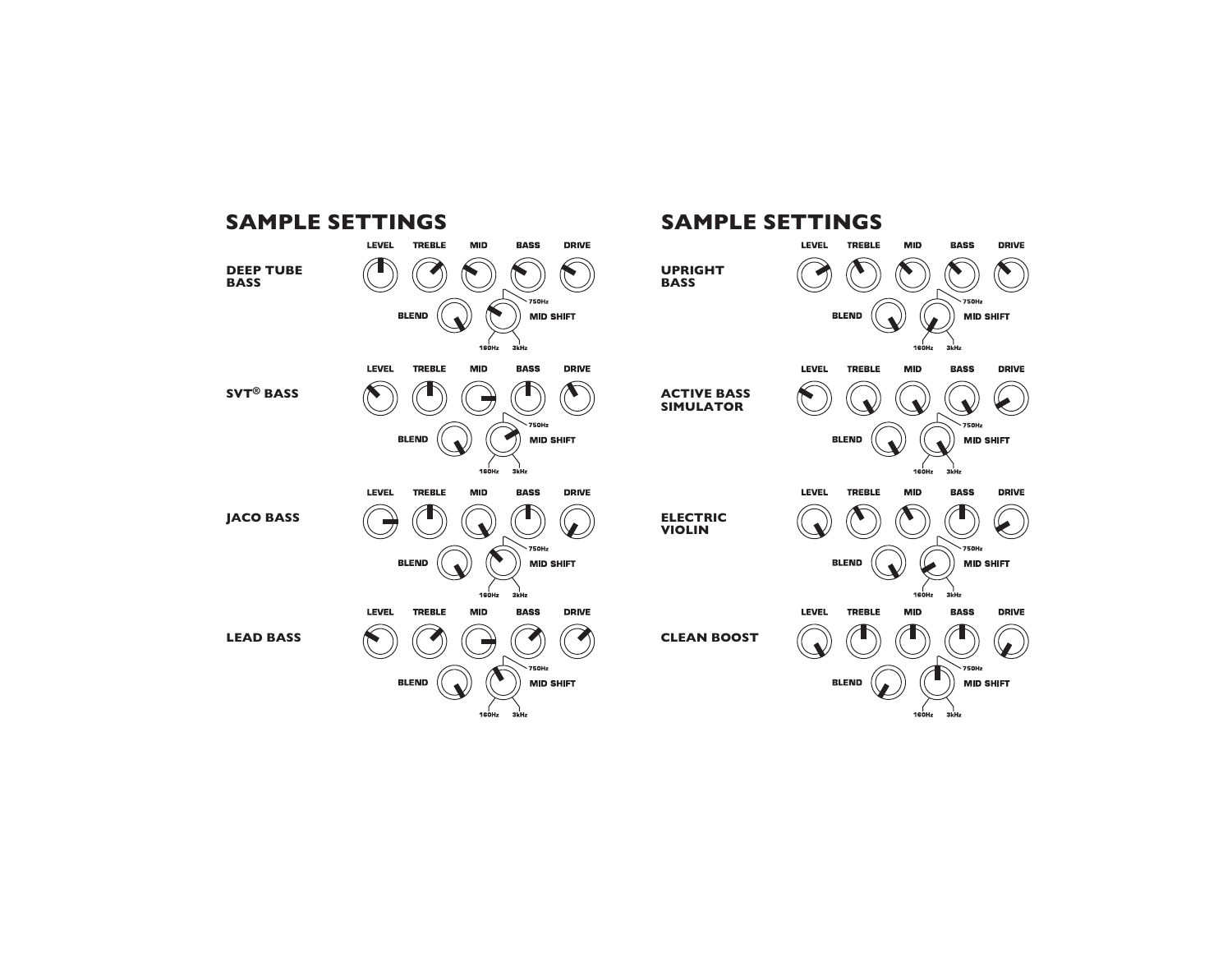## SAMPLE SETTINGS

**DEEP TUBE BASS**

LEVEL TREBLE MID BASS DRIVE

BLEND MID SHIFT 750Hz 160Hz 3kHz

**SVT® BASS**

LEVEL TREBLE MID BASS DRIVE

BLEND MID SHIFT 750Hz 160Hz 3kHz

**JACO BASS**

LEVEL TREBLE MID BASS DRIVE

BLEND MID SHIFT 750Hz 160Hz 3kHz

**LEAD BASS**

LEVEL TREBLE MID BASS DRIVE

BLEND MID SHIFT 750Hz 160Hz 3kHz

## SAMPLE SETTINGS

**UPRIGHT BASS**

LEVEL TREBLE MID BASS DRIVE

BLEND MID SHIFT 750Hz 160Hz 3kHz

**ACTIVE BASS SIMULATOR**

LEVEL TREBLE MID BASS DRIVE

BLEND MID SHIFT 750Hz 160Hz 3kHz

**ELECTRIC VIOLIN**

LEVEL TREBLE MID BASS DRIVE

BLEND MID SHIFT 750Hz 160Hz 3kHz

**CLEAN BOOST**

LEVEL TREBLE MID BASS DRIVE

BLEND MID SHIFT 750Hz 160Hz 3kHz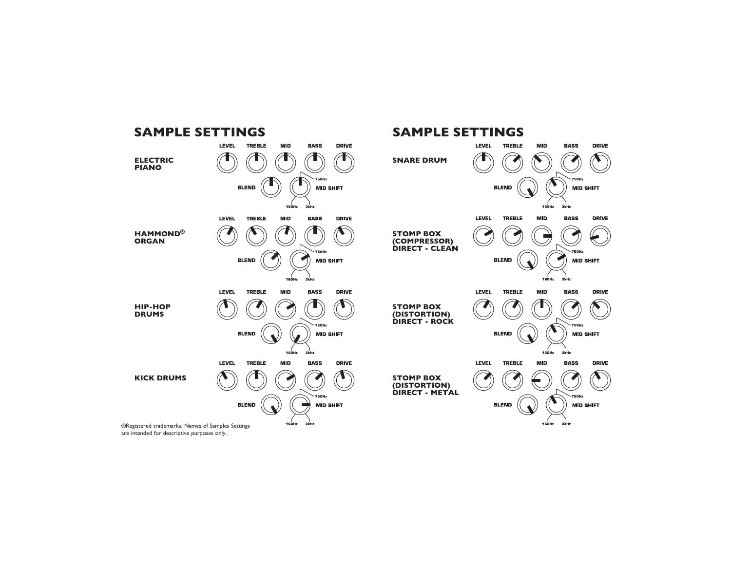## SAMPLE SETTINGS

**ELECTRIC PIANO**

LEVEL TREBLE MID BASS DRIVE

BLEND MID SHIFT

750Hz 160Hz 3kHz

**HAMMOND® ORGAN**

LEVEL TREBLE MID BASS DRIVE

BLEND MID SHIFT

750Hz 160Hz 3kHz

**HIP-HOP DRUMS**

LEVEL TREBLE MID BASS DRIVE

BLEND MID SHIFT

750Hz 160Hz 3kHz

**KICK DRUMS**

LEVEL TREBLE MID BASS DRIVE

BLEND MID SHIFT

750Hz 160Hz 3kHz

®Registered trademarks. Names of Samples Settings are intended for descriptive purposes only.

## SAMPLE SETTINGS

**SNARE DRUM**

LEVEL TREBLE MID BASS DRIVE

BLEND MID SHIFT

750Hz 160Hz 3kHz

**STOMP BOX (COMPRESSOR) DIRECT - CLEAN**

LEVEL TREBLE MID BASS DRIVE

BLEND MID SHIFT

750Hz 160Hz 3kHz

**STOMP BOX (DISTORTION) DIRECT - ROCK**

LEVEL TREBLE MID BASS DRIVE

BLEND MID SHIFT

750Hz 160Hz 3kHz

**STOMP BOX (DISTORTION) DIRECT - METAL**

LEVEL TREBLE MID BASS DRIVE

BLEND MID SHIFT

750Hz 160Hz 3kHz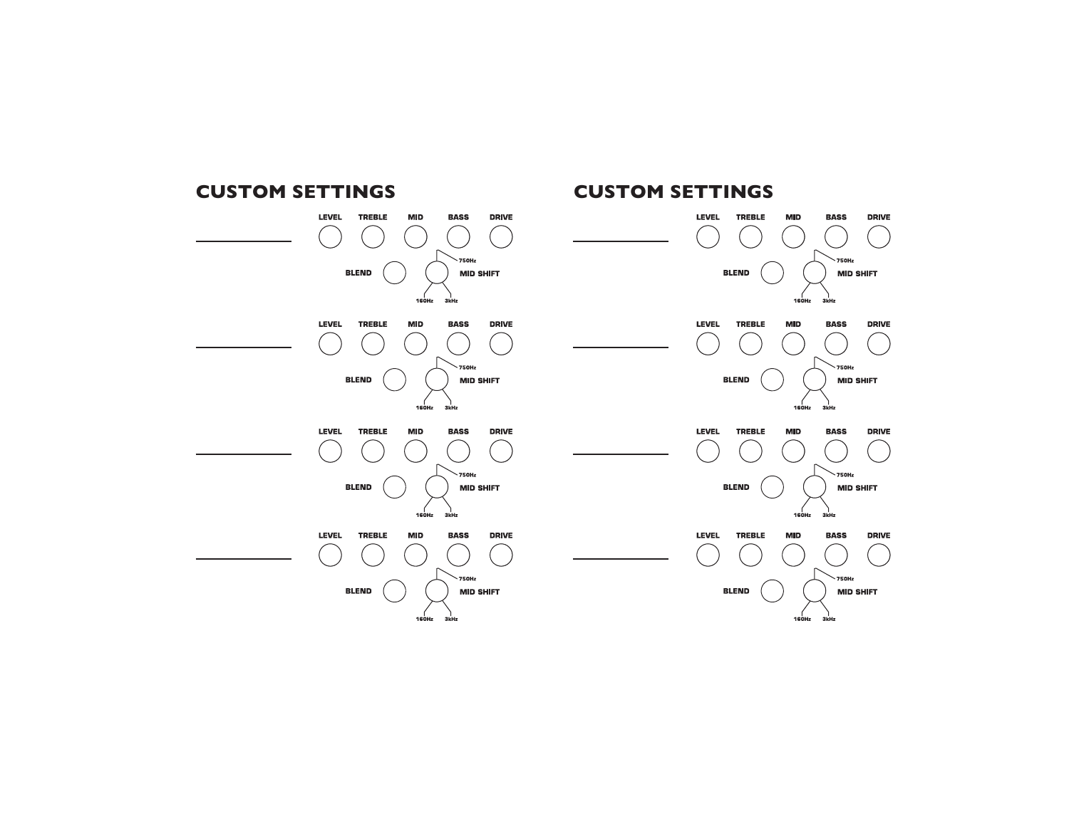## CUSTOM SETTINGS

LEVEL TREBLE MID BASS DRIVE

BLEND MID SHIFT

750Hz

160Hz 3kHz

LEVEL TREBLE MID BASS DRIVE

BLEND MID SHIFT

750Hz

160Hz 3kHz

LEVEL TREBLE MID BASS DRIVE

BLEND MID SHIFT

750Hz

160Hz 3kHz

LEVEL TREBLE MID BASS DRIVE

BLEND MID SHIFT

750Hz

160Hz 3kHz

## CUSTOM SETTINGS

LEVEL TREBLE MID BASS DRIVE

BLEND MID SHIFT

750Hz

160Hz 3kHz

LEVEL TREBLE MID BASS DRIVE

BLEND MID SHIFT

750Hz

160Hz 3kHz

LEVEL TREBLE MID BASS DRIVE

BLEND MID SHIFT

750Hz

160Hz 3kHz

LEVEL TREBLE MID BASS DRIVE

BLEND MID SHIFT

750Hz

160Hz 3kHz